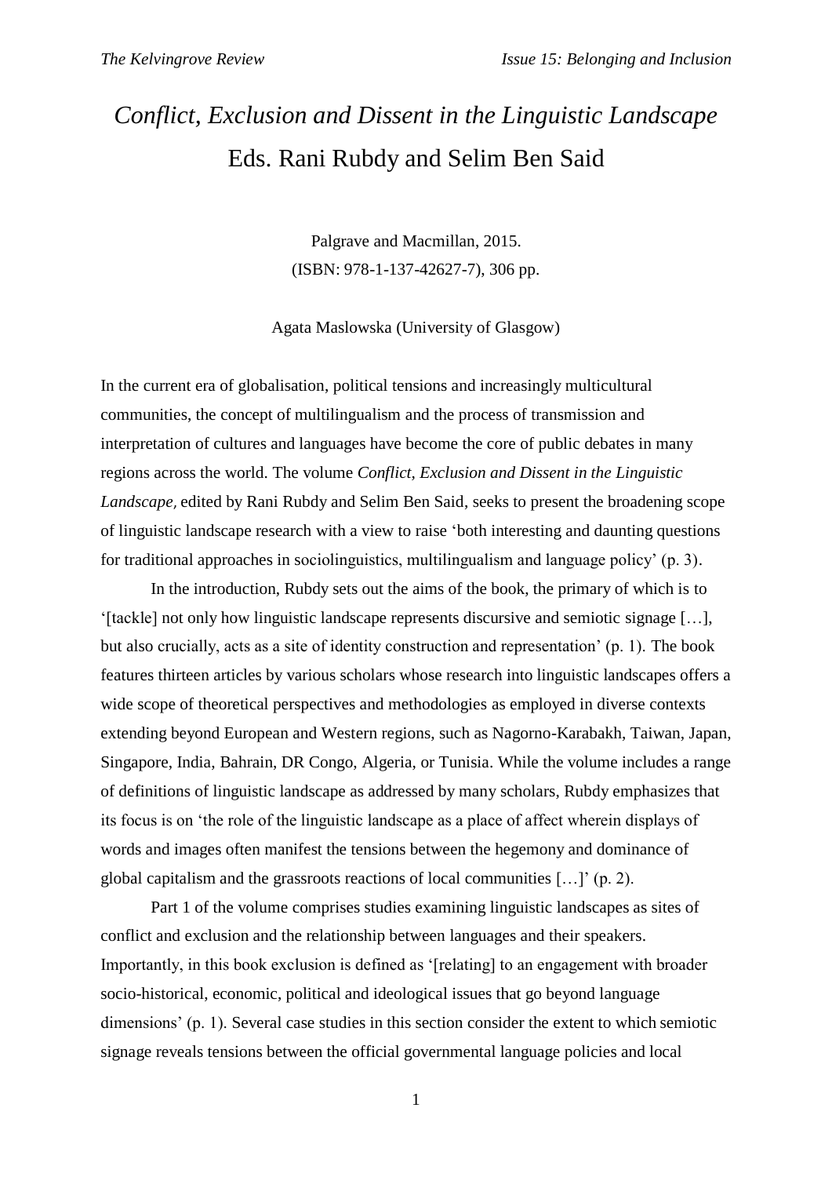# *Conflict, Exclusion and Dissent in the Linguistic Landscape*

## Eds. Rani Rubdy and Selim Ben Said

Palgrave and Macmillan, 2015.
(ISBN: 978-1-137-42627-7), 306 pp.

Agata Maslowska (University of Glasgow)

In the current era of globalisation, political tensions and increasingly multicultural communities, the concept of multilingualism and the process of transmission and interpretation of cultures and languages have become the core of public debates in many regions across the world. The volume *Conflict, Exclusion and Dissent in the Linguistic Landscape,* edited by Rani Rubdy and Selim Ben Said, seeks to present the broadening scope of linguistic landscape research with a view to raise 'both interesting and daunting questions for traditional approaches in sociolinguistics, multilingualism and language policy' (p. 3).

In the introduction, Rubdy sets out the aims of the book, the primary of which is to '[tackle] not only how linguistic landscape represents discursive and semiotic signage […], but also crucially, acts as a site of identity construction and representation' (p. 1). The book features thirteen articles by various scholars whose research into linguistic landscapes offers a wide scope of theoretical perspectives and methodologies as employed in diverse contexts extending beyond European and Western regions, such as Nagorno-Karabakh, Taiwan, Japan, Singapore, India, Bahrain, DR Congo, Algeria, or Tunisia. While the volume includes a range of definitions of linguistic landscape as addressed by many scholars, Rubdy emphasizes that its focus is on 'the role of the linguistic landscape as a place of affect wherein displays of words and images often manifest the tensions between the hegemony and dominance of global capitalism and the grassroots reactions of local communities […]' (p. 2).

Part 1 of the volume comprises studies examining linguistic landscapes as sites of conflict and exclusion and the relationship between languages and their speakers. Importantly, in this book exclusion is defined as '[relating] to an engagement with broader socio-historical, economic, political and ideological issues that go beyond language dimensions' (p. 1). Several case studies in this section consider the extent to which semiotic signage reveals tensions between the official governmental language policies and local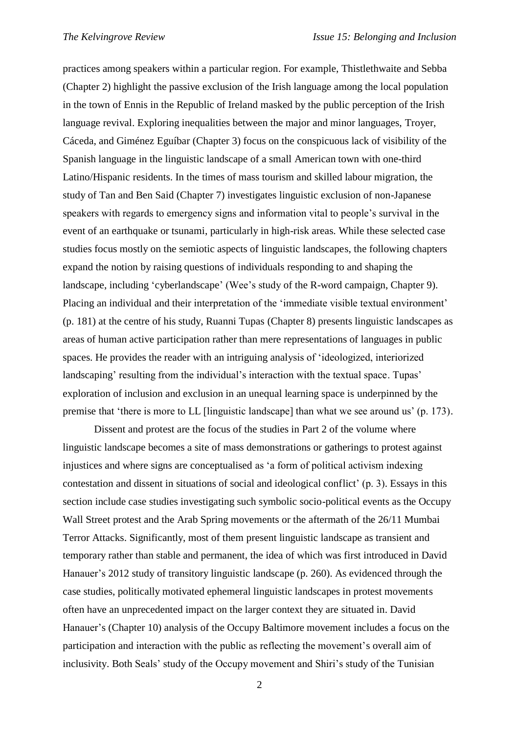practices among speakers within a particular region. For example, Thistlethwaite and Sebba (Chapter 2) highlight the passive exclusion of the Irish language among the local population in the town of Ennis in the Republic of Ireland masked by the public perception of the Irish language revival. Exploring inequalities between the major and minor languages, Troyer, Cáceda, and Giménez Eguíbar (Chapter 3) focus on the conspicuous lack of visibility of the Spanish language in the linguistic landscape of a small American town with one-third Latino/Hispanic residents. In the times of mass tourism and skilled labour migration, the study of Tan and Ben Said (Chapter 7) investigates linguistic exclusion of non-Japanese speakers with regards to emergency signs and information vital to people's survival in the event of an earthquake or tsunami, particularly in high-risk areas. While these selected case studies focus mostly on the semiotic aspects of linguistic landscapes, the following chapters expand the notion by raising questions of individuals responding to and shaping the landscape, including 'cyberlandscape' (Wee's study of the R-word campaign, Chapter 9). Placing an individual and their interpretation of the 'immediate visible textual environment' (p. 181) at the centre of his study, Ruanni Tupas (Chapter 8) presents linguistic landscapes as areas of human active participation rather than mere representations of languages in public spaces. He provides the reader with an intriguing analysis of 'ideologized, interiorized landscaping' resulting from the individual's interaction with the textual space. Tupas' exploration of inclusion and exclusion in an unequal learning space is underpinned by the premise that 'there is more to LL [linguistic landscape] than what we see around us' (p. 173).

Dissent and protest are the focus of the studies in Part 2 of the volume where linguistic landscape becomes a site of mass demonstrations or gatherings to protest against injustices and where signs are conceptualised as 'a form of political activism indexing contestation and dissent in situations of social and ideological conflict' (p. 3). Essays in this section include case studies investigating such symbolic socio-political events as the Occupy Wall Street protest and the Arab Spring movements or the aftermath of the 26/11 Mumbai Terror Attacks. Significantly, most of them present linguistic landscape as transient and temporary rather than stable and permanent, the idea of which was first introduced in David Hanauer's 2012 study of transitory linguistic landscape (p. 260). As evidenced through the case studies, politically motivated ephemeral linguistic landscapes in protest movements often have an unprecedented impact on the larger context they are situated in. David Hanauer's (Chapter 10) analysis of the Occupy Baltimore movement includes a focus on the participation and interaction with the public as reflecting the movement's overall aim of inclusivity. Both Seals' study of the Occupy movement and Shiri's study of the Tunisian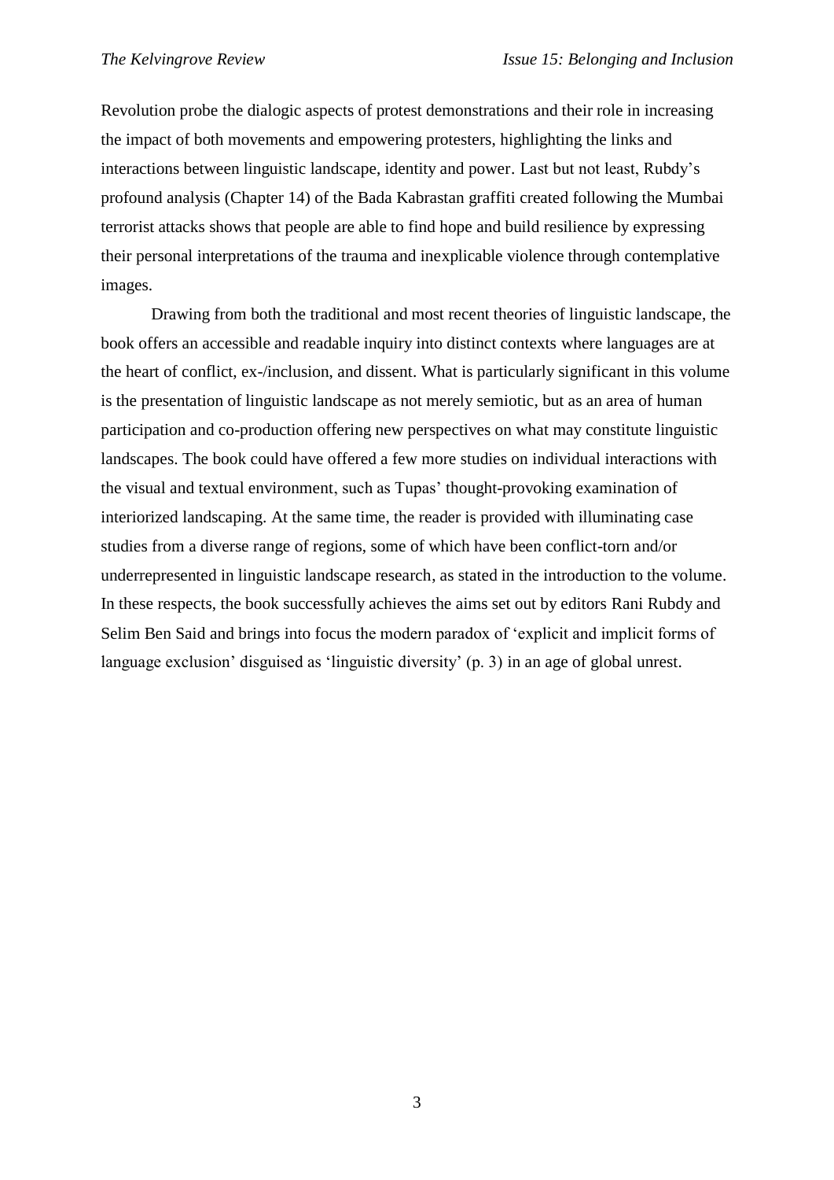Revolution probe the dialogic aspects of protest demonstrations and their role in increasing the impact of both movements and empowering protesters, highlighting the links and interactions between linguistic landscape, identity and power. Last but not least, Rubdy's profound analysis (Chapter 14) of the Bada Kabrastan graffiti created following the Mumbai terrorist attacks shows that people are able to find hope and build resilience by expressing their personal interpretations of the trauma and inexplicable violence through contemplative images.

Drawing from both the traditional and most recent theories of linguistic landscape, the book offers an accessible and readable inquiry into distinct contexts where languages are at the heart of conflict, ex-/inclusion, and dissent. What is particularly significant in this volume is the presentation of linguistic landscape as not merely semiotic, but as an area of human participation and co-production offering new perspectives on what may constitute linguistic landscapes. The book could have offered a few more studies on individual interactions with the visual and textual environment, such as Tupas' thought-provoking examination of interiorized landscaping. At the same time, the reader is provided with illuminating case studies from a diverse range of regions, some of which have been conflict-torn and/or underrepresented in linguistic landscape research, as stated in the introduction to the volume. In these respects, the book successfully achieves the aims set out by editors Rani Rubdy and Selim Ben Said and brings into focus the modern paradox of 'explicit and implicit forms of language exclusion' disguised as 'linguistic diversity' (p. 3) in an age of global unrest.